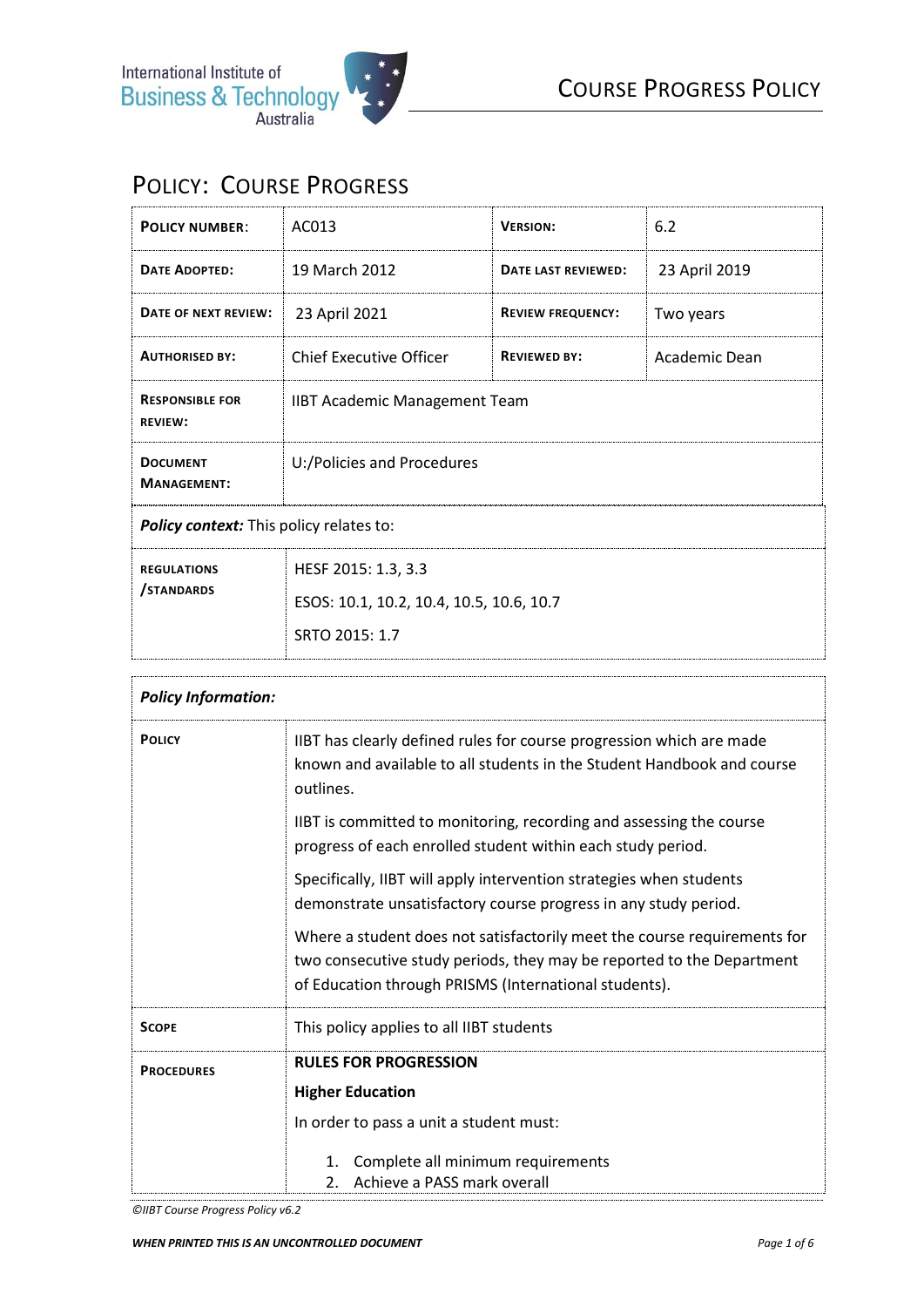# POLICY: COURSE PROGRESS

| **POLICY NUMBER**: | AC013 | **VERSION:** | 6.2 |
|---|---|---|---|
| **DATE ADOPTED:** | 19 March 2012 | **DATE LAST REVIEWED:** | 23 April 2019 |
| **DATE OF NEXT REVIEW:** | 23 April 2021 | **REVIEW FREQUENCY:** | Two years |
| **AUTHORISED BY:** | Chief Executive Officer | **REVIEWED BY:** | Academic Dean |
| **RESPONSIBLE FOR REVIEW:** | IIBT Academic Management Team | | |
| **DOCUMENT MANAGEMENT:** | U:/Policies and Procedures | | |

***Policy context:*** This policy relates to:

| | |
|---|---|
| **REGULATIONS /STANDARDS** | HESF 2015: 1.3, 3.3<br>ESOS: 10.1, 10.2, 10.4, 10.5, 10.6, 10.7<br>SRTO 2015: 1.7 |

***Policy Information:***

| | |
|---|---|
| **POLICY** | IIBT has clearly defined rules for course progression which are made known and available to all students in the Student Handbook and course outlines.<br><br>IIBT is committed to monitoring, recording and assessing the course progress of each enrolled student within each study period.<br><br>Specifically, IIBT will apply intervention strategies when students demonstrate unsatisfactory course progress in any study period.<br><br>Where a student does not satisfactorily meet the course requirements for two consecutive study periods, they may be reported to the Department of Education through PRISMS (International students). |
| **SCOPE** | This policy applies to all IIBT students |
| **PROCEDURES** | **RULES FOR PROGRESSION**<br><br>**Higher Education**<br><br>In order to pass a unit a student must:<br><br>1. Complete all minimum requirements<br>2. Achieve a PASS mark overall |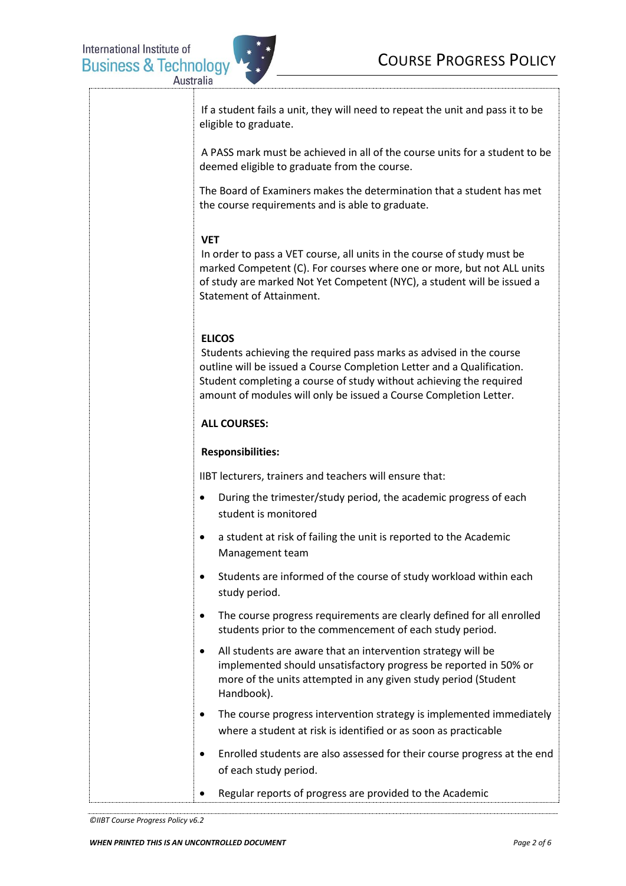If a student fails a unit, they will need to repeat the unit and pass it to be eligible to graduate.

A PASS mark must be achieved in all of the course units for a student to be deemed eligible to graduate from the course.

The Board of Examiners makes the determination that a student has met the course requirements and is able to graduate.

**VET**

In order to pass a VET course, all units in the course of study must be marked Competent (C). For courses where one or more, but not ALL units of study are marked Not Yet Competent (NYC), a student will be issued a Statement of Attainment.

**ELICOS**

Students achieving the required pass marks as advised in the course outline will be issued a Course Completion Letter and a Qualification. Student completing a course of study without achieving the required amount of modules will only be issued a Course Completion Letter.

**ALL COURSES:**

**Responsibilities:**

IIBT lecturers, trainers and teachers will ensure that:

- During the trimester/study period, the academic progress of each student is monitored
- a student at risk of failing the unit is reported to the Academic Management team
- Students are informed of the course of study workload within each study period.
- The course progress requirements are clearly defined for all enrolled students prior to the commencement of each study period.
- All students are aware that an intervention strategy will be implemented should unsatisfactory progress be reported in 50% or more of the units attempted in any given study period (Student Handbook).
- The course progress intervention strategy is implemented immediately where a student at risk is identified or as soon as practicable
- Enrolled students are also assessed for their course progress at the end of each study period.
- Regular reports of progress are provided to the Academic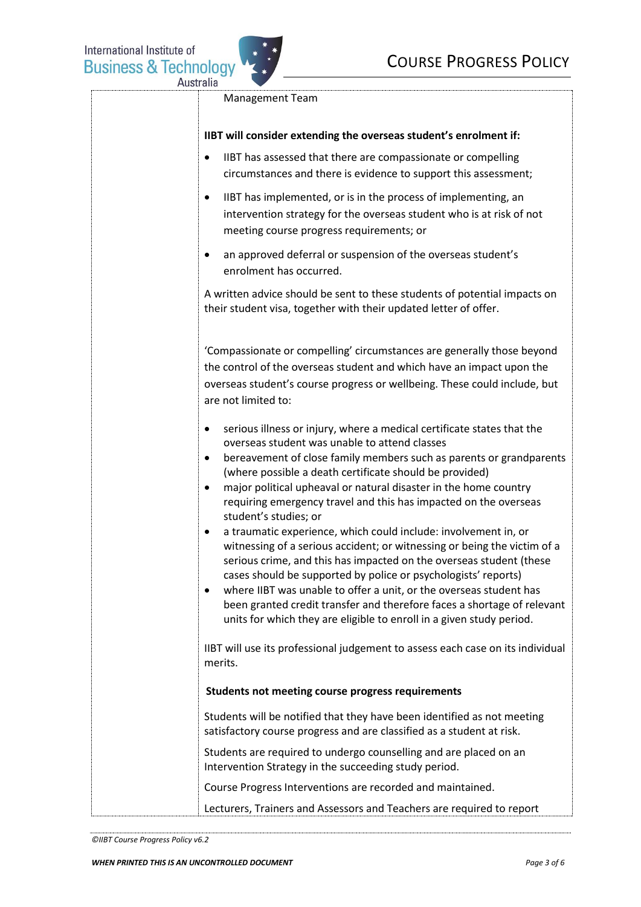Management Team

**IIBT will consider extending the overseas student's enrolment if:**

- IIBT has assessed that there are compassionate or compelling circumstances and there is evidence to support this assessment;
- IIBT has implemented, or is in the process of implementing, an intervention strategy for the overseas student who is at risk of not meeting course progress requirements; or
- an approved deferral or suspension of the overseas student's enrolment has occurred.

A written advice should be sent to these students of potential impacts on their student visa, together with their updated letter of offer.

'Compassionate or compelling' circumstances are generally those beyond the control of the overseas student and which have an impact upon the overseas student's course progress or wellbeing. These could include, but are not limited to:

- serious illness or injury, where a medical certificate states that the overseas student was unable to attend classes
- bereavement of close family members such as parents or grandparents (where possible a death certificate should be provided)
- major political upheaval or natural disaster in the home country requiring emergency travel and this has impacted on the overseas student's studies; or
- a traumatic experience, which could include: involvement in, or witnessing of a serious accident; or witnessing or being the victim of a serious crime, and this has impacted on the overseas student (these cases should be supported by police or psychologists' reports)
- where IIBT was unable to offer a unit, or the overseas student has been granted credit transfer and therefore faces a shortage of relevant units for which they are eligible to enroll in a given study period.

IIBT will use its professional judgement to assess each case on its individual merits.

**Students not meeting course progress requirements**

Students will be notified that they have been identified as not meeting satisfactory course progress and are classified as a student at risk.

Students are required to undergo counselling and are placed on an Intervention Strategy in the succeeding study period.

Course Progress Interventions are recorded and maintained.

Lecturers, Trainers and Assessors and Teachers are required to report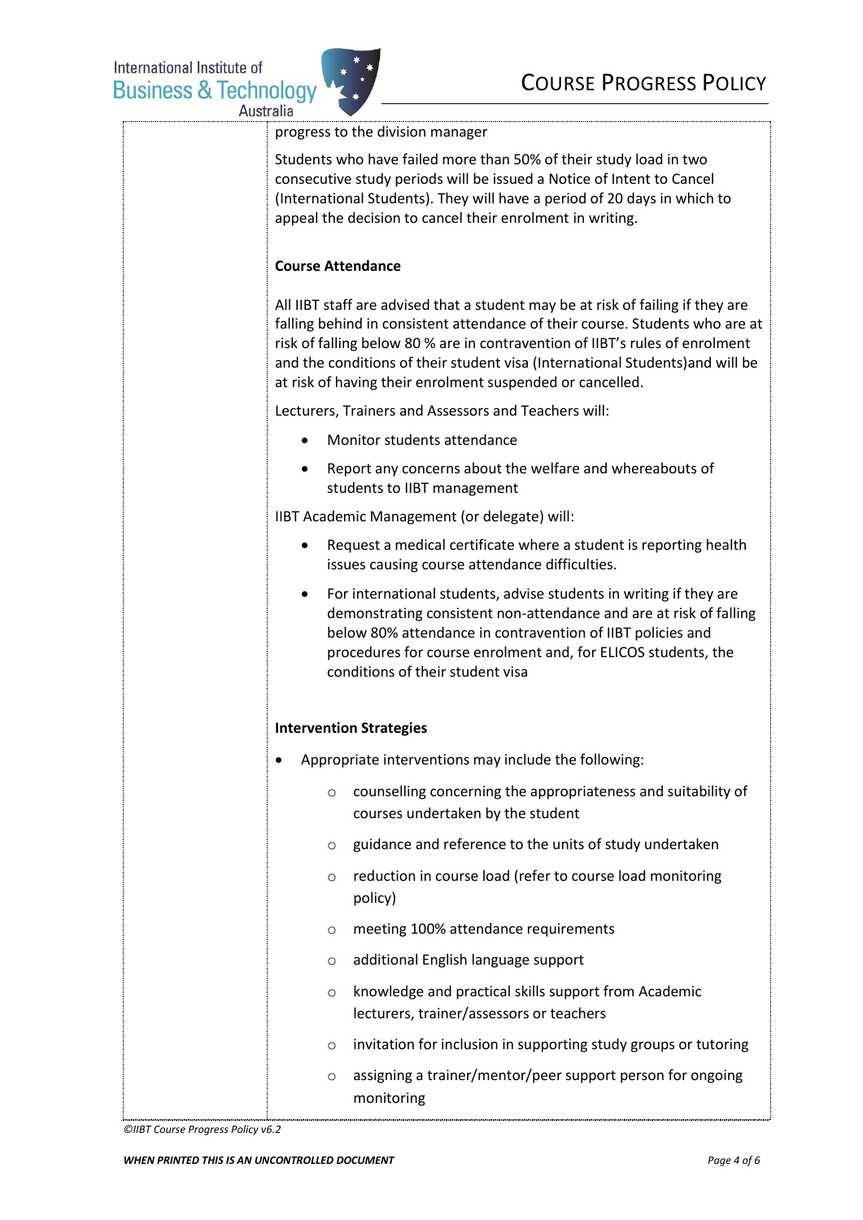progress to the division manager

Students who have failed more than 50% of their study load in two consecutive study periods will be issued a Notice of Intent to Cancel (International Students). They will have a period of 20 days in which to appeal the decision to cancel their enrolment in writing.

**Course Attendance**

All IIBT staff are advised that a student may be at risk of failing if they are falling behind in consistent attendance of their course. Students who are at risk of falling below 80 % are in contravention of IIBT's rules of enrolment and the conditions of their student visa (International Students)and will be at risk of having their enrolment suspended or cancelled.

Lecturers, Trainers and Assessors and Teachers will:

- Monitor students attendance
- Report any concerns about the welfare and whereabouts of students to IIBT management

IIBT Academic Management (or delegate) will:

- Request a medical certificate where a student is reporting health issues causing course attendance difficulties.
- For international students, advise students in writing if they are demonstrating consistent non-attendance and are at risk of falling below 80% attendance in contravention of IIBT policies and procedures for course enrolment and, for ELICOS students, the conditions of their student visa

**Intervention Strategies**

- Appropriate interventions may include the following:
    - counselling concerning the appropriateness and suitability of courses undertaken by the student
    - guidance and reference to the units of study undertaken
    - reduction in course load (refer to course load monitoring policy)
    - meeting 100% attendance requirements
    - additional English language support
    - knowledge and practical skills support from Academic lecturers, trainer/assessors or teachers
    - invitation for inclusion in supporting study groups or tutoring
    - assigning a trainer/mentor/peer support person for ongoing monitoring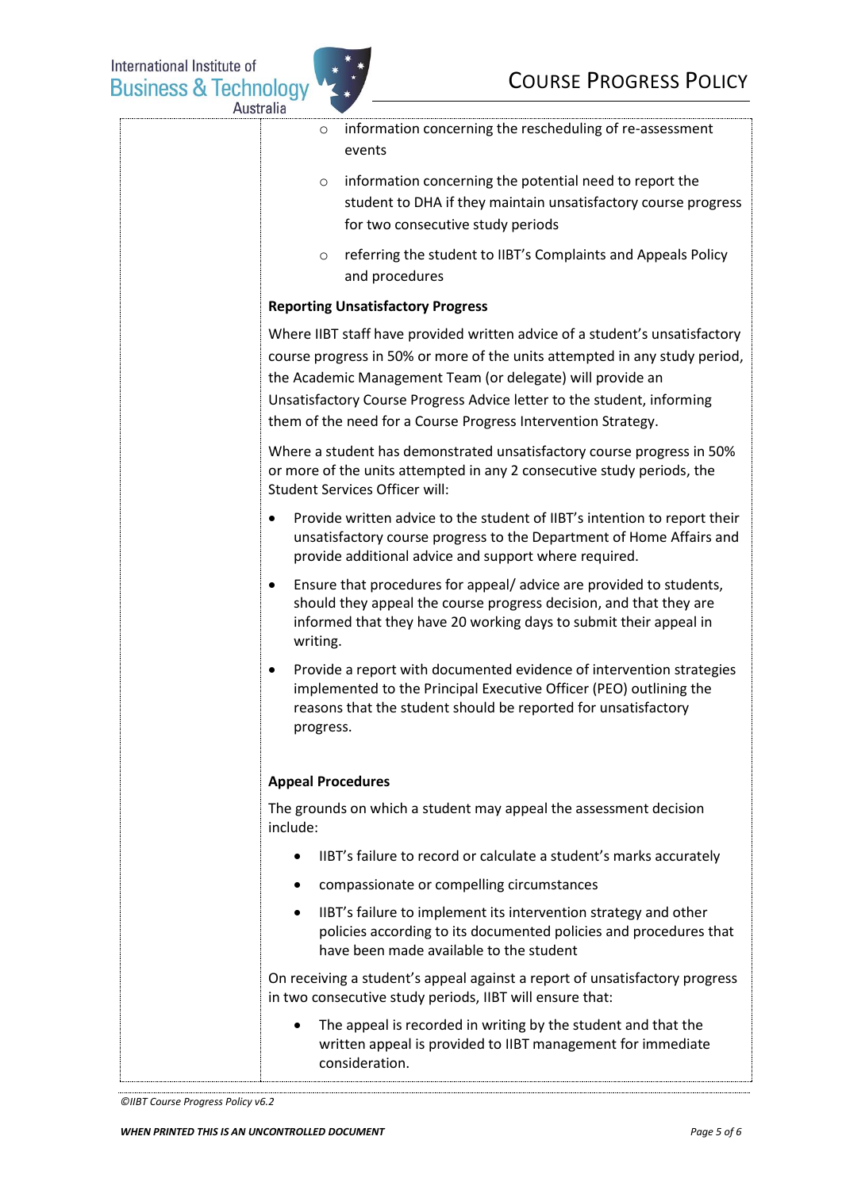- information concerning the rescheduling of re-assessment events
- information concerning the potential need to report the student to DHA if they maintain unsatisfactory course progress for two consecutive study periods
- referring the student to IIBT's Complaints and Appeals Policy and procedures

**Reporting Unsatisfactory Progress**

Where IIBT staff have provided written advice of a student's unsatisfactory course progress in 50% or more of the units attempted in any study period, the Academic Management Team (or delegate) will provide an Unsatisfactory Course Progress Advice letter to the student, informing them of the need for a Course Progress Intervention Strategy.

Where a student has demonstrated unsatisfactory course progress in 50% or more of the units attempted in any 2 consecutive study periods, the Student Services Officer will:

- Provide written advice to the student of IIBT's intention to report their unsatisfactory course progress to the Department of Home Affairs and provide additional advice and support where required.
- Ensure that procedures for appeal/ advice are provided to students, should they appeal the course progress decision, and that they are informed that they have 20 working days to submit their appeal in writing.
- Provide a report with documented evidence of intervention strategies implemented to the Principal Executive Officer (PEO) outlining the reasons that the student should be reported for unsatisfactory progress.

**Appeal Procedures**

The grounds on which a student may appeal the assessment decision include:

- IIBT's failure to record or calculate a student's marks accurately
- compassionate or compelling circumstances
- IIBT's failure to implement its intervention strategy and other policies according to its documented policies and procedures that have been made available to the student

On receiving a student's appeal against a report of unsatisfactory progress in two consecutive study periods, IIBT will ensure that:

- The appeal is recorded in writing by the student and that the written appeal is provided to IIBT management for immediate consideration.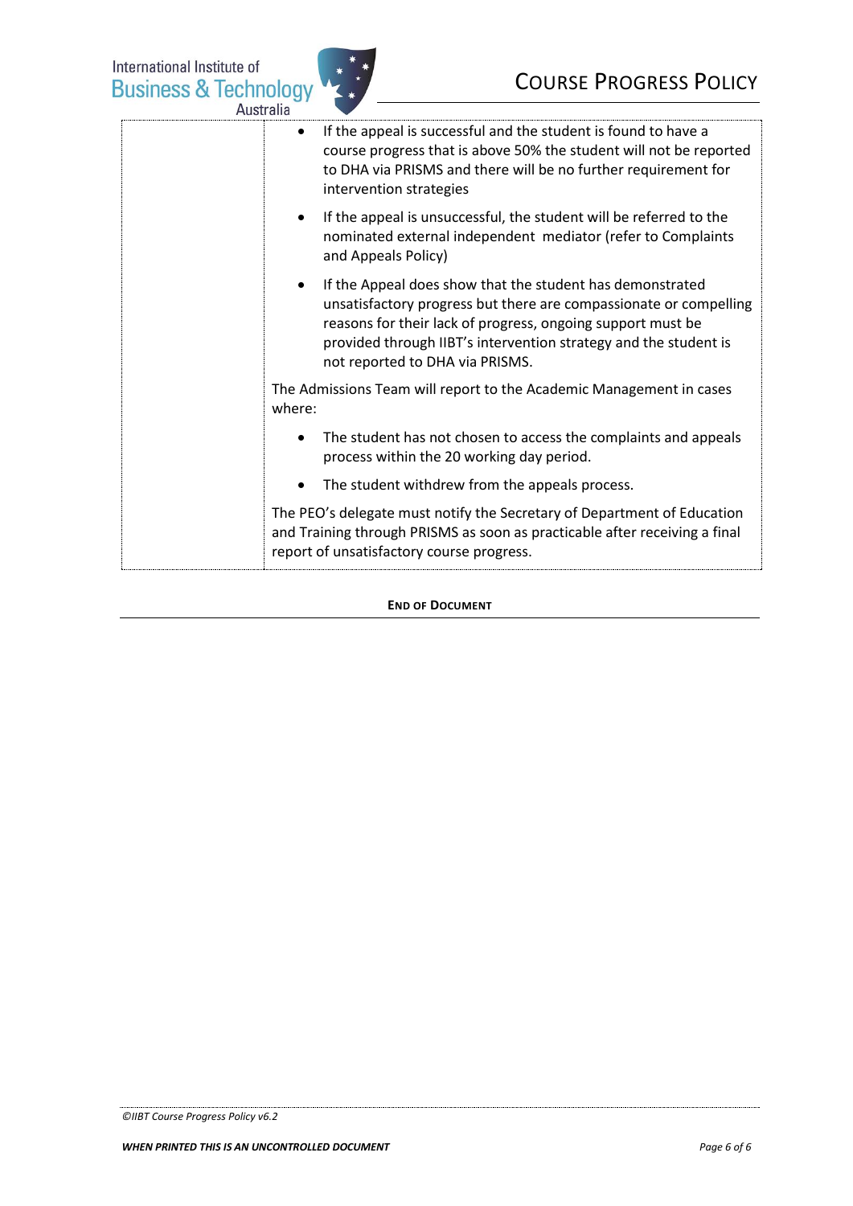| | |
|---|---|
| | • If the appeal is successful and the student is found to have a course progress that is above 50% the student will not be reported to DHA via PRISMS and there will be no further requirement for intervention strategies<br><br>• If the appeal is unsuccessful, the student will be referred to the nominated external independent mediator (refer to Complaints and Appeals Policy)<br><br>• If the Appeal does show that the student has demonstrated unsatisfactory progress but there are compassionate or compelling reasons for their lack of progress, ongoing support must be provided through IIBT's intervention strategy and the student is not reported to DHA via PRISMS.<br><br>The Admissions Team will report to the Academic Management in cases where:<br><br>• The student has not chosen to access the complaints and appeals process within the 20 working day period.<br><br>• The student withdrew from the appeals process.<br><br>The PEO's delegate must notify the Secretary of Department of Education and Training through PRISMS as soon as practicable after receiving a final report of unsatisfactory course progress. |

**END OF DOCUMENT**